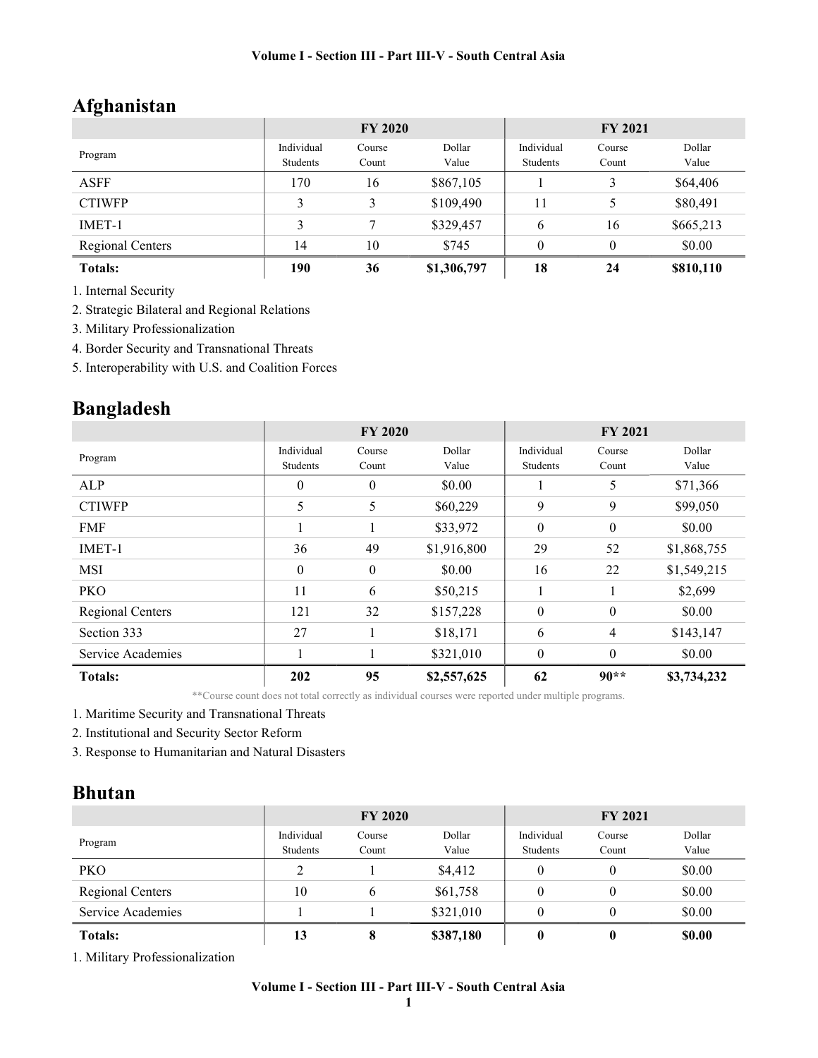# Afghanistan

| Program | FY 2020 | | | FY 2021 | | |
|---|---|---|---|---|---|---|
| | Individual Students | Course Count | Dollar Value | Individual Students | Course Count | Dollar Value |
| ASFF | 170 | 16 | $867,105 | 1 | 3 | $64,406 |
| CTIWFP | 3 | 3 | $109,490 | 11 | 5 | $80,491 |
| IMET-1 | 3 | 7 | $329,457 | 6 | 16 | $665,213 |
| Regional Centers | 14 | 10 | $745 | 0 | 0 | $0.00 |
| **Totals:** | **190** | **36** | **$1,306,797** | **18** | **24** | **$810,110** |

1. Internal Security
2. Strategic Bilateral and Regional Relations
3. Military Professionalization
4. Border Security and Transnational Threats
5. Interoperability with U.S. and Coalition Forces

# Bangladesh

| Program | FY 2020 | | | FY 2021 | | |
|---|---|---|---|---|---|---|
| | Individual Students | Course Count | Dollar Value | Individual Students | Course Count | Dollar Value |
| ALP | 0 | 0 | $0.00 | 1 | 5 | $71,366 |
| CTIWFP | 5 | 5 | $60,229 | 9 | 9 | $99,050 |
| FMF | 1 | 1 | $33,972 | 0 | 0 | $0.00 |
| IMET-1 | 36 | 49 | $1,916,800 | 29 | 52 | $1,868,755 |
| MSI | 0 | 0 | $0.00 | 16 | 22 | $1,549,215 |
| PKO | 11 | 6 | $50,215 | 1 | 1 | $2,699 |
| Regional Centers | 121 | 32 | $157,228 | 0 | 0 | $0.00 |
| Section 333 | 27 | 1 | $18,171 | 6 | 4 | $143,147 |
| Service Academies | 1 | 1 | $321,010 | 0 | 0 | $0.00 |
| **Totals:** | **202** | **95** | **$2,557,625** | **62** | **90\*\*** | **$3,734,232** |

**Course count does not total correctly as individual courses were reported under multiple programs.

1. Maritime Security and Transnational Threats
2. Institutional and Security Sector Reform
3. Response to Humanitarian and Natural Disasters

# Bhutan

| Program | FY 2020 | | | FY 2021 | | |
|---|---|---|---|---|---|---|
| | Individual Students | Course Count | Dollar Value | Individual Students | Course Count | Dollar Value |
| PKO | 2 | 1 | $4,412 | 0 | 0 | $0.00 |
| Regional Centers | 10 | 6 | $61,758 | 0 | 0 | $0.00 |
| Service Academies | 1 | 1 | $321,010 | 0 | 0 | $0.00 |
| **Totals:** | **13** | **8** | **$387,180** | **0** | **0** | **$0.00** |

1. Military Professionalization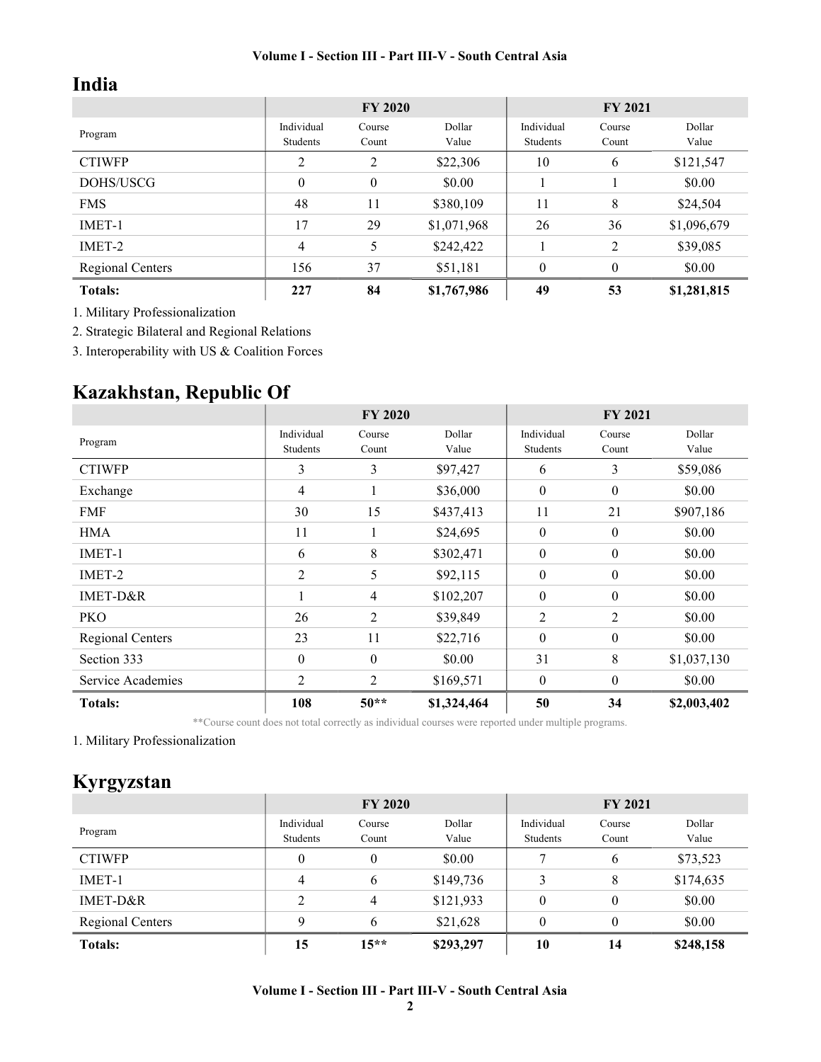## India

| Program | FY 2020 | | | FY 2021 | | |
|---|---|---|---|---|---|---|
| | Individual Students | Course Count | Dollar Value | Individual Students | Course Count | Dollar Value |
| CTIWFP | 2 | 2 | $22,306 | 10 | 6 | $121,547 |
| DOHS/USCG | 0 | 0 | $0.00 | 1 | 1 | $0.00 |
| FMS | 48 | 11 | $380,109 | 11 | 8 | $24,504 |
| IMET-1 | 17 | 29 | $1,071,968 | 26 | 36 | $1,096,679 |
| IMET-2 | 4 | 5 | $242,422 | 1 | 2 | $39,085 |
| Regional Centers | 156 | 37 | $51,181 | 0 | 0 | $0.00 |
| **Totals:** | **227** | **84** | **$1,767,986** | **49** | **53** | **$1,281,815** |

1. Military Professionalization
2. Strategic Bilateral and Regional Relations
3. Interoperability with US & Coalition Forces

## Kazakhstan, Republic Of

| Program | FY 2020 | | | FY 2021 | | |
|---|---|---|---|---|---|---|
| | Individual Students | Course Count | Dollar Value | Individual Students | Course Count | Dollar Value |
| CTIWFP | 3 | 3 | $97,427 | 6 | 3 | $59,086 |
| Exchange | 4 | 1 | $36,000 | 0 | 0 | $0.00 |
| FMF | 30 | 15 | $437,413 | 11 | 21 | $907,186 |
| HMA | 11 | 1 | $24,695 | 0 | 0 | $0.00 |
| IMET-1 | 6 | 8 | $302,471 | 0 | 0 | $0.00 |
| IMET-2 | 2 | 5 | $92,115 | 0 | 0 | $0.00 |
| IMET-D&R | 1 | 4 | $102,207 | 0 | 0 | $0.00 |
| PKO | 26 | 2 | $39,849 | 2 | 2 | $0.00 |
| Regional Centers | 23 | 11 | $22,716 | 0 | 0 | $0.00 |
| Section 333 | 0 | 0 | $0.00 | 31 | 8 | $1,037,130 |
| Service Academies | 2 | 2 | $169,571 | 0 | 0 | $0.00 |
| **Totals:** | **108** | **50\*\*** | **$1,324,464** | **50** | **34** | **$2,003,402** |

**Course count does not total correctly as individual courses were reported under multiple programs.

1. Military Professionalization

## Kyrgyzstan

| Program | FY 2020 | | | FY 2021 | | |
|---|---|---|---|---|---|---|
| | Individual Students | Course Count | Dollar Value | Individual Students | Course Count | Dollar Value |
| CTIWFP | 0 | 0 | $0.00 | 7 | 6 | $73,523 |
| IMET-1 | 4 | 6 | $149,736 | 3 | 8 | $174,635 |
| IMET-D&R | 2 | 4 | $121,933 | 0 | 0 | $0.00 |
| Regional Centers | 9 | 6 | $21,628 | 0 | 0 | $0.00 |
| **Totals:** | **15** | **15\*\*** | **$293,297** | **10** | **14** | **$248,158** |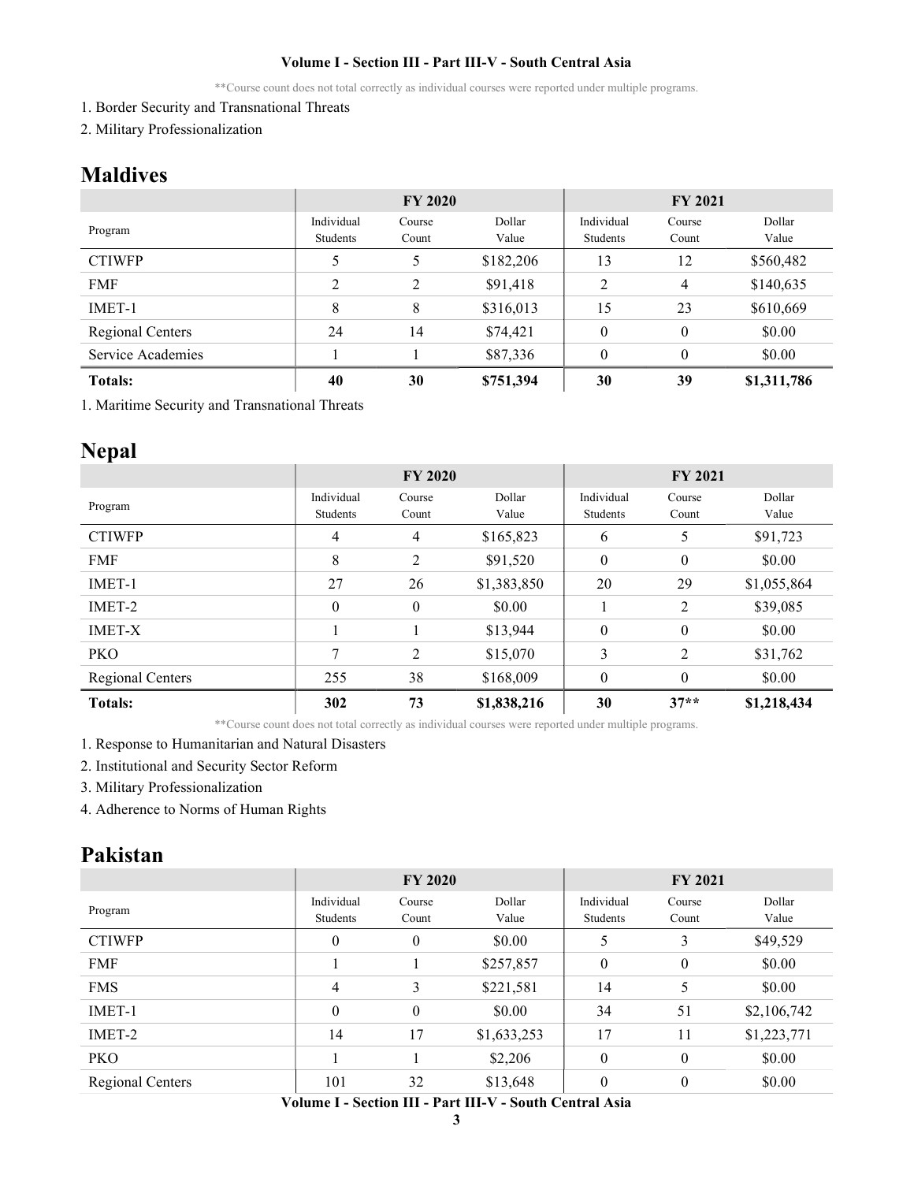**Course count does not total correctly as individual courses were reported under multiple programs.

1. Border Security and Transnational Threats
2. Military Professionalization

## Maldives

| | FY 2020 | | | FY 2021 | | |
|---|---|---|---|---|---|---|
| Program | Individual Students | Course Count | Dollar Value | Individual Students | Course Count | Dollar Value |
| CTIWFP | 5 | 5 | $182,206 | 13 | 12 | $560,482 |
| FMF | 2 | 2 | $91,418 | 2 | 4 | $140,635 |
| IMET-1 | 8 | 8 | $316,013 | 15 | 23 | $610,669 |
| Regional Centers | 24 | 14 | $74,421 | 0 | 0 | $0.00 |
| Service Academies | 1 | 1 | $87,336 | 0 | 0 | $0.00 |
| **Totals:** | **40** | **30** | **$751,394** | **30** | **39** | **$1,311,786** |

1. Maritime Security and Transnational Threats

## Nepal

| | FY 2020 | | | FY 2021 | | |
|---|---|---|---|---|---|---|
| Program | Individual Students | Course Count | Dollar Value | Individual Students | Course Count | Dollar Value |
| CTIWFP | 4 | 4 | $165,823 | 6 | 5 | $91,723 |
| FMF | 8 | 2 | $91,520 | 0 | 0 | $0.00 |
| IMET-1 | 27 | 26 | $1,383,850 | 20 | 29 | $1,055,864 |
| IMET-2 | 0 | 0 | $0.00 | 1 | 2 | $39,085 |
| IMET-X | 1 | 1 | $13,944 | 0 | 0 | $0.00 |
| PKO | 7 | 2 | $15,070 | 3 | 2 | $31,762 |
| Regional Centers | 255 | 38 | $168,009 | 0 | 0 | $0.00 |
| **Totals:** | **302** | **73** | **$1,838,216** | **30** | **37**** | **$1,218,434** |

**Course count does not total correctly as individual courses were reported under multiple programs.

1. Response to Humanitarian and Natural Disasters
2. Institutional and Security Sector Reform
3. Military Professionalization
4. Adherence to Norms of Human Rights

## Pakistan

| | FY 2020 | | | FY 2021 | | |
|---|---|---|---|---|---|---|
| Program | Individual Students | Course Count | Dollar Value | Individual Students | Course Count | Dollar Value |
| CTIWFP | 0 | 0 | $0.00 | 5 | 3 | $49,529 |
| FMF | 1 | 1 | $257,857 | 0 | 0 | $0.00 |
| FMS | 4 | 3 | $221,581 | 14 | 5 | $0.00 |
| IMET-1 | 0 | 0 | $0.00 | 34 | 51 | $2,106,742 |
| IMET-2 | 14 | 17 | $1,633,253 | 17 | 11 | $1,223,771 |
| PKO | 1 | 1 | $2,206 | 0 | 0 | $0.00 |
| Regional Centers | 101 | 32 | $13,648 | 0 | 0 | $0.00 |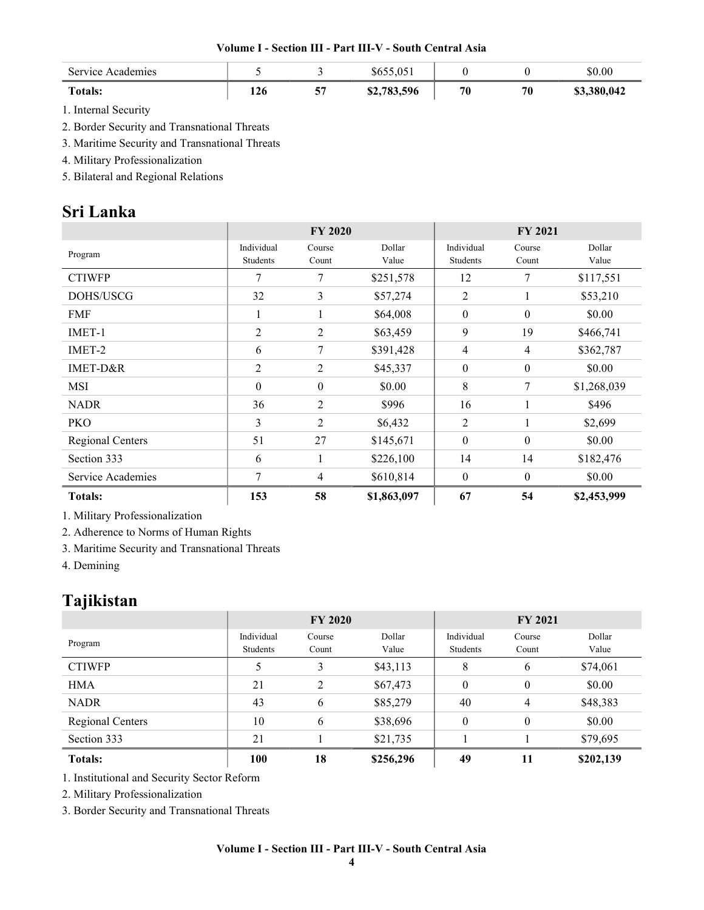| | | | | | | |
|---|---|---|---|---|---|---|
| Service Academies | 5 | 3 | $655,051 | 0 | 0 | $0.00 |
| **Totals:** | **126** | **57** | **$2,783,596** | **70** | **70** | **$3,380,042** |

1. Internal Security
2. Border Security and Transnational Threats
3. Maritime Security and Transnational Threats
4. Military Professionalization
5. Bilateral and Regional Relations

## Sri Lanka

| | FY 2020 | | | FY 2021 | | |
|---|---|---|---|---|---|---|
| Program | Individual Students | Course Count | Dollar Value | Individual Students | Course Count | Dollar Value |
| CTIWFP | 7 | 7 | $251,578 | 12 | 7 | $117,551 |
| DOHS/USCG | 32 | 3 | $57,274 | 2 | 1 | $53,210 |
| FMF | 1 | 1 | $64,008 | 0 | 0 | $0.00 |
| IMET-1 | 2 | 2 | $63,459 | 9 | 19 | $466,741 |
| IMET-2 | 6 | 7 | $391,428 | 4 | 4 | $362,787 |
| IMET-D&R | 2 | 2 | $45,337 | 0 | 0 | $0.00 |
| MSI | 0 | 0 | $0.00 | 8 | 7 | $1,268,039 |
| NADR | 36 | 2 | $996 | 16 | 1 | $496 |
| PKO | 3 | 2 | $6,432 | 2 | 1 | $2,699 |
| Regional Centers | 51 | 27 | $145,671 | 0 | 0 | $0.00 |
| Section 333 | 6 | 1 | $226,100 | 14 | 14 | $182,476 |
| Service Academies | 7 | 4 | $610,814 | 0 | 0 | $0.00 |
| **Totals:** | **153** | **58** | **$1,863,097** | **67** | **54** | **$2,453,999** |

1. Military Professionalization
2. Adherence to Norms of Human Rights
3. Maritime Security and Transnational Threats
4. Demining

## Tajikistan

| | FY 2020 | | | FY 2021 | | |
|---|---|---|---|---|---|---|
| Program | Individual Students | Course Count | Dollar Value | Individual Students | Course Count | Dollar Value |
| CTIWFP | 5 | 3 | $43,113 | 8 | 6 | $74,061 |
| HMA | 21 | 2 | $67,473 | 0 | 0 | $0.00 |
| NADR | 43 | 6 | $85,279 | 40 | 4 | $48,383 |
| Regional Centers | 10 | 6 | $38,696 | 0 | 0 | $0.00 |
| Section 333 | 21 | 1 | $21,735 | 1 | 1 | $79,695 |
| **Totals:** | **100** | **18** | **$256,296** | **49** | **11** | **$202,139** |

1. Institutional and Security Sector Reform
2. Military Professionalization
3. Border Security and Transnational Threats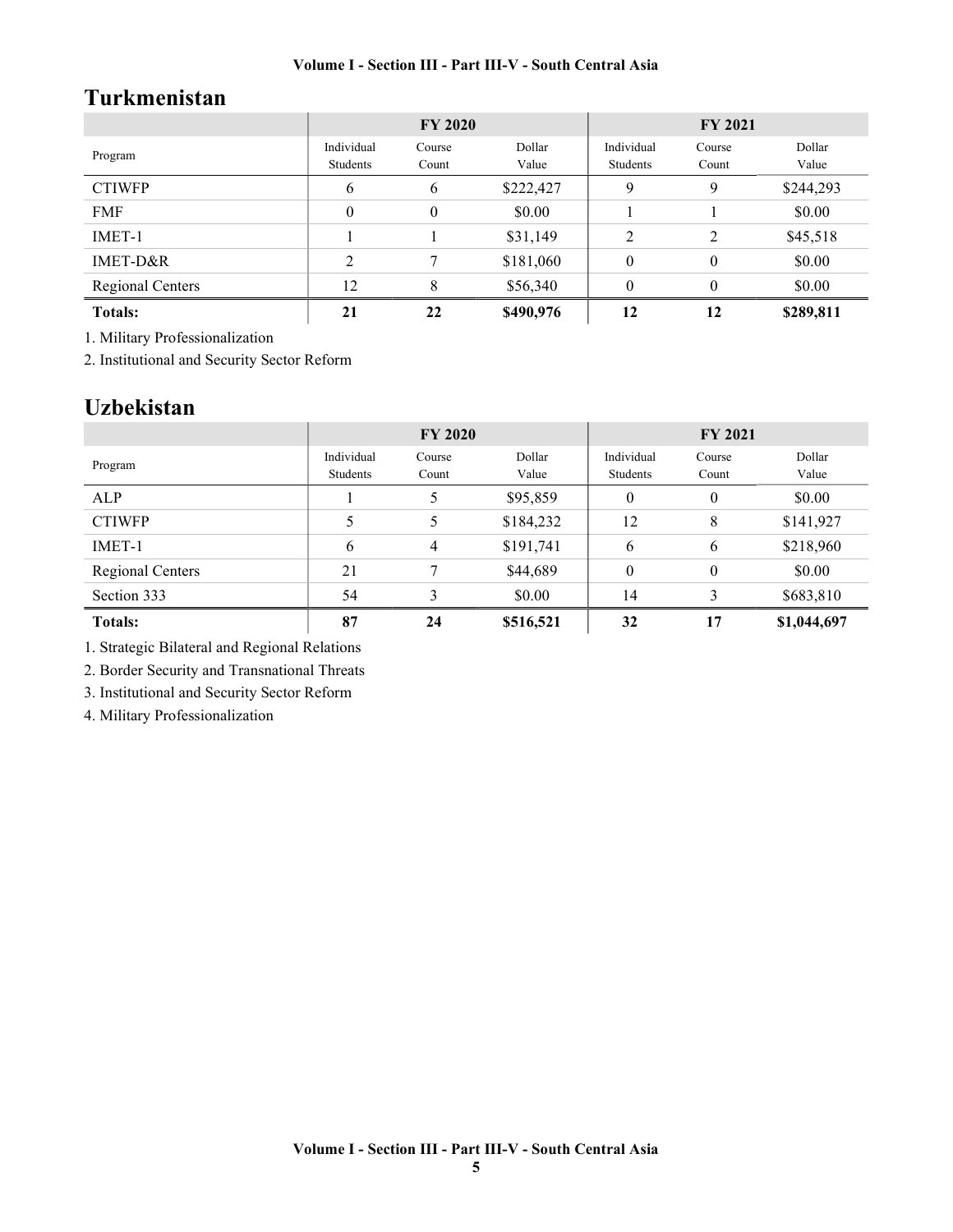## Turkmenistan

| | FY 2020 | | | FY 2021 | | |
|---|---|---|---|---|---|---|
| Program | Individual Students | Course Count | Dollar Value | Individual Students | Course Count | Dollar Value |
| CTIWFP | 6 | 6 | $222,427 | 9 | 9 | $244,293 |
| FMF | 0 | 0 | $0.00 | 1 | 1 | $0.00 |
| IMET-1 | 1 | 1 | $31,149 | 2 | 2 | $45,518 |
| IMET-D&R | 2 | 7 | $181,060 | 0 | 0 | $0.00 |
| Regional Centers | 12 | 8 | $56,340 | 0 | 0 | $0.00 |
| **Totals:** | **21** | **22** | **$490,976** | **12** | **12** | **$289,811** |

1. Military Professionalization
2. Institutional and Security Sector Reform

## Uzbekistan

| | FY 2020 | | | FY 2021 | | |
|---|---|---|---|---|---|---|
| Program | Individual Students | Course Count | Dollar Value | Individual Students | Course Count | Dollar Value |
| ALP | 1 | 5 | $95,859 | 0 | 0 | $0.00 |
| CTIWFP | 5 | 5 | $184,232 | 12 | 8 | $141,927 |
| IMET-1 | 6 | 4 | $191,741 | 6 | 6 | $218,960 |
| Regional Centers | 21 | 7 | $44,689 | 0 | 0 | $0.00 |
| Section 333 | 54 | 3 | $0.00 | 14 | 3 | $683,810 |
| **Totals:** | **87** | **24** | **$516,521** | **32** | **17** | **$1,044,697** |

1. Strategic Bilateral and Regional Relations
2. Border Security and Transnational Threats
3. Institutional and Security Sector Reform
4. Military Professionalization